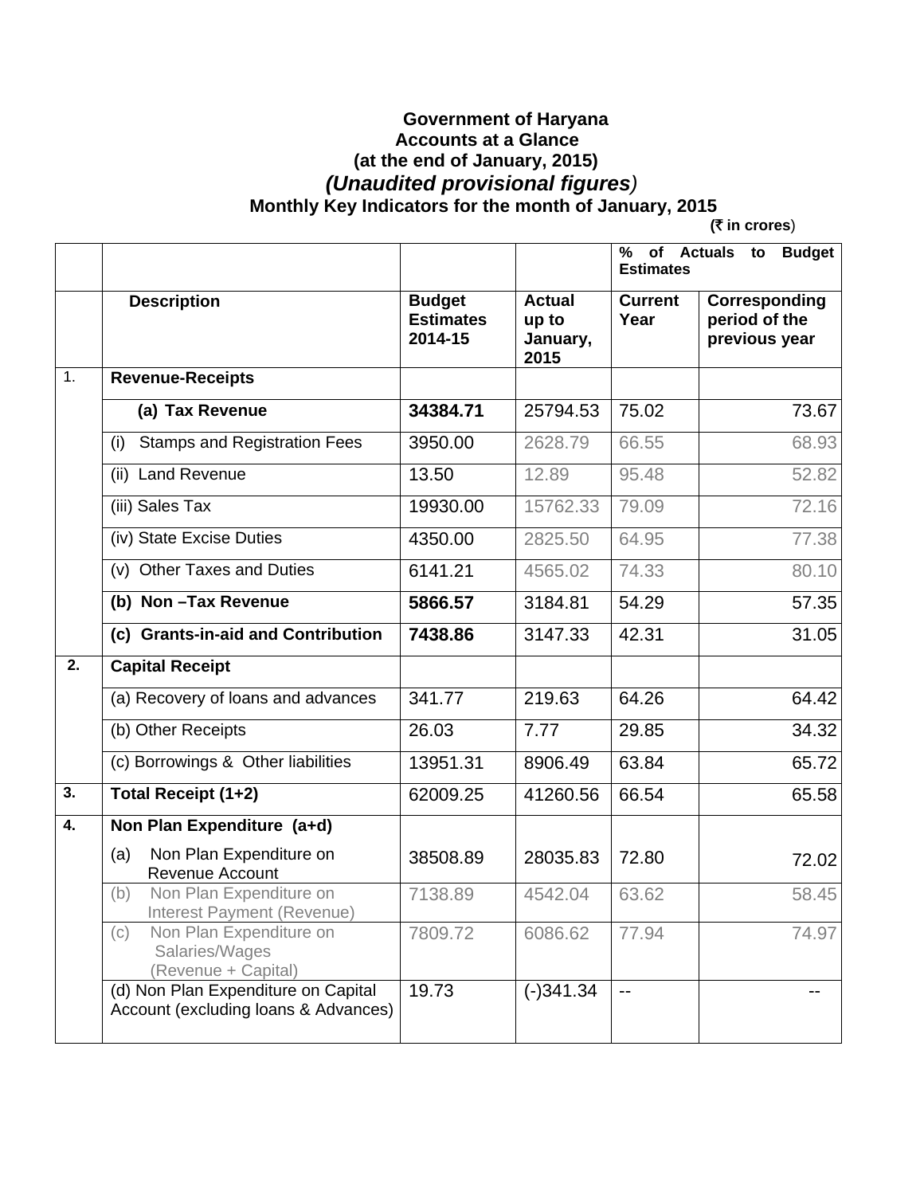**Government of Haryana**

**Accounts at a Glance**

**(at the end of January, 2015)**

***(Unaudited provisional figures)***

**Monthly Key Indicators for the month of January, 2015**

**(₹ in crores)**

| | | | | % of Actuals to Budget Estimates | |
|---|---|---|---|---|---|
| | **Description** | **Budget Estimates 2014-15** | **Actual up to January, 2015** | **Current Year** | **Corresponding period of the previous year** |
| 1. | **Revenue-Receipts** | | | | |
| | **(a) Tax Revenue** | **34384.71** | 25794.53 | 75.02 | 73.67 |
| | (i) Stamps and Registration Fees | 3950.00 | 2628.79 | 66.55 | 68.93 |
| | (ii) Land Revenue | 13.50 | 12.89 | 95.48 | 52.82 |
| | (iii) Sales Tax | 19930.00 | 15762.33 | 79.09 | 72.16 |
| | (iv) State Excise Duties | 4350.00 | 2825.50 | 64.95 | 77.38 |
| | (v) Other Taxes and Duties | 6141.21 | 4565.02 | 74.33 | 80.10 |
| | **(b) Non –Tax Revenue** | **5866.57** | 3184.81 | 54.29 | 57.35 |
| | **(c) Grants-in-aid and Contribution** | **7438.86** | 3147.33 | 42.31 | 31.05 |
| **2.** | **Capital Receipt** | | | | |
| | (a) Recovery of loans and advances | 341.77 | 219.63 | 64.26 | 64.42 |
| | (b) Other Receipts | 26.03 | 7.77 | 29.85 | 34.32 |
| | (c) Borrowings & Other liabilities | 13951.31 | 8906.49 | 63.84 | 65.72 |
| **3.** | **Total Receipt (1+2)** | 62009.25 | 41260.56 | 66.54 | 65.58 |
| **4.** | **Non Plan Expenditure (a+d)** | | | | |
| | (a) Non Plan Expenditure on Revenue Account | 38508.89 | 28035.83 | 72.80 | 72.02 |
| | (b) Non Plan Expenditure on Interest Payment (Revenue) | 7138.89 | 4542.04 | 63.62 | 58.45 |
| | (c) Non Plan Expenditure on Salaries/Wages (Revenue + Capital) | 7809.72 | 6086.62 | 77.94 | 74.97 |
| | (d) Non Plan Expenditure on Capital Account (excluding loans & Advances) | 19.73 | (-)341.34 | -- | -- |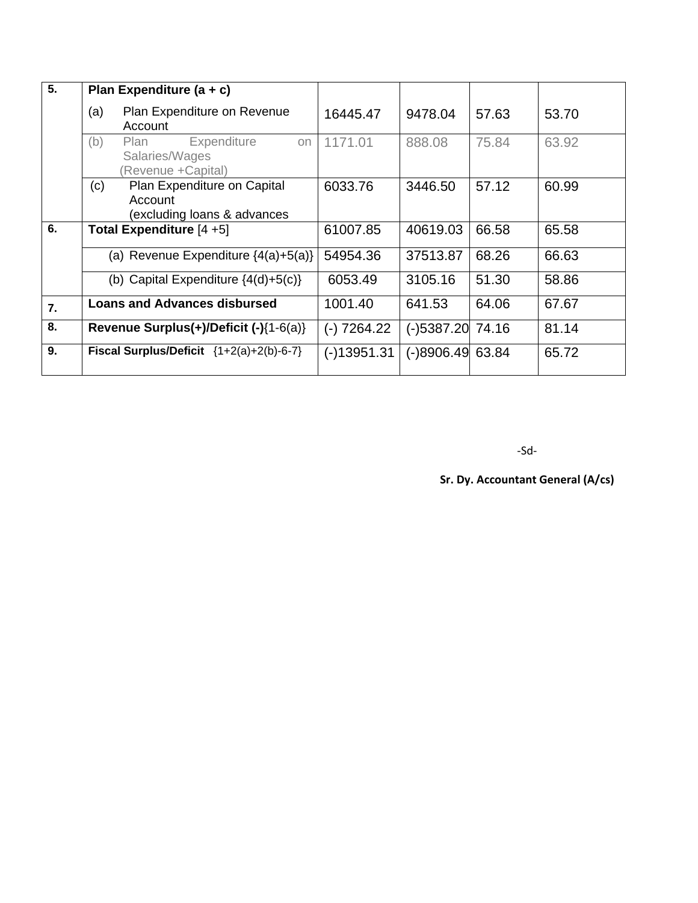| | | | | | |
|---|---|---|---|---|---|
| 5. | **Plan Expenditure (a + c)** | | | | |
| | (a) Plan Expenditure on Revenue Account | 16445.47 | 9478.04 | 57.63 | 53.70 |
| | (b) Plan Expenditure on Salaries/Wages (Revenue +Capital) | 1171.01 | 888.08 | 75.84 | 63.92 |
| | (c) Plan Expenditure on Capital Account (excluding loans & advances | 6033.76 | 3446.50 | 57.12 | 60.99 |
| 6. | **Total Expenditure** [4 +5] | 61007.85 | 40619.03 | 66.58 | 65.58 |
| | (a) Revenue Expenditure {4(a)+5(a)} | 54954.36 | 37513.87 | 68.26 | 66.63 |
| | (b) Capital Expenditure {4(d)+5(c)} | 6053.49 | 3105.16 | 51.30 | 58.86 |
| 7. | **Loans and Advances disbursed** | 1001.40 | 641.53 | 64.06 | 67.67 |
| 8. | **Revenue Surplus(+)/Deficit (-)**{1-6(a)} | (-) 7264.22 | (-)5387.20 | 74.16 | 81.14 |
| 9. | **Fiscal Surplus/Deficit** {1+2(a)+2(b)-6-7} | (-)13951.31 | (-)8906.49 | 63.84 | 65.72 |

-Sd-

**Sr. Dy. Accountant General (A/cs)**